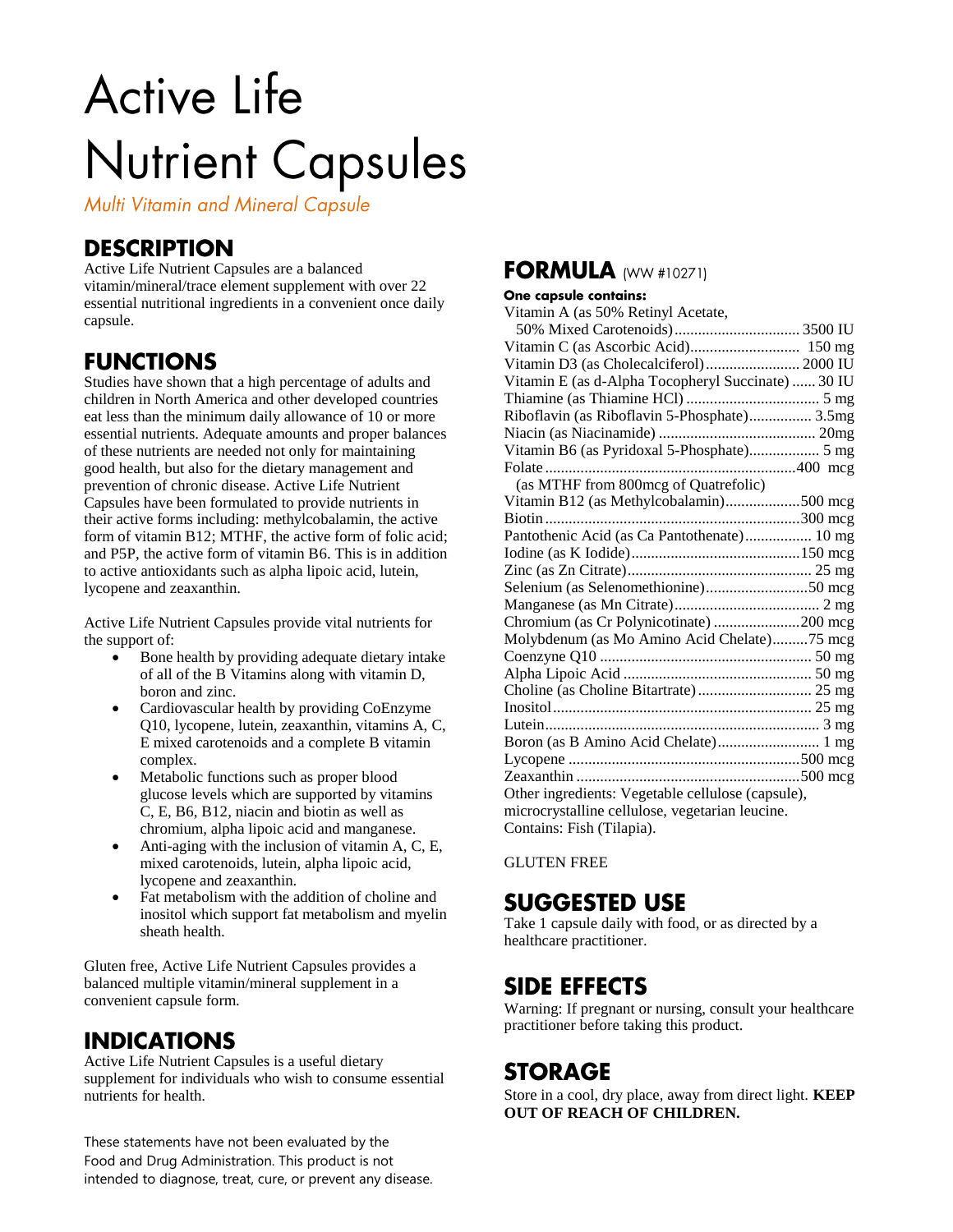# Active Life Nutrient Capsules

*Multi Vitamin and Mineral Capsule*

## DESCRIPTION

Active Life Nutrient Capsules are a balanced vitamin/mineral/trace element supplement with over 22 essential nutritional ingredients in a convenient once daily capsule.

## FUNCTIONS

Studies have shown that a high percentage of adults and children in North America and other developed countries eat less than the minimum daily allowance of 10 or more essential nutrients. Adequate amounts and proper balances of these nutrients are needed not only for maintaining good health, but also for the dietary management and prevention of chronic disease. Active Life Nutrient Capsules have been formulated to provide nutrients in their active forms including: methylcobalamin, the active form of vitamin B12; MTHF, the active form of folic acid; and P5P, the active form of vitamin B6. This is in addition to active antioxidants such as alpha lipoic acid, lutein, lycopene and zeaxanthin.

Active Life Nutrient Capsules provide vital nutrients for the support of:

- Bone health by providing adequate dietary intake of all of the B Vitamins along with vitamin D, boron and zinc.
- Cardiovascular health by providing CoEnzyme Q10, lycopene, lutein, zeaxanthin, vitamins A, C, E mixed carotenoids and a complete B vitamin complex.
- Metabolic functions such as proper blood glucose levels which are supported by vitamins C, E, B6, B12, niacin and biotin as well as chromium, alpha lipoic acid and manganese.
- Anti-aging with the inclusion of vitamin A, C, E, mixed carotenoids, lutein, alpha lipoic acid, lycopene and zeaxanthin.
- Fat metabolism with the addition of choline and inositol which support fat metabolism and myelin sheath health.

Gluten free, Active Life Nutrient Capsules provides a balanced multiple vitamin/mineral supplement in a convenient capsule form.

## INDICATIONS

Active Life Nutrient Capsules is a useful dietary supplement for individuals who wish to consume essential nutrients for health.

These statements have not been evaluated by the Food and Drug Administration. This product is not intended to diagnose, treat, cure, or prevent any disease.

## FORMULA (WW #10271)

**One capsule contains:**

| Ingredient | Amount |
|---|---|
| Vitamin A (as 50% Retinyl Acetate, 50% Mixed Carotenoids) | 3500 IU |
| Vitamin C (as Ascorbic Acid) | 150 mg |
| Vitamin D3 (as Cholecalciferol) | 2000 IU |
| Vitamin E (as d-Alpha Tocopheryl Succinate) | 30 IU |
| Thiamine (as Thiamine HCl) | 5 mg |
| Riboflavin (as Riboflavin 5-Phosphate) | 3.5mg |
| Niacin (as Niacinamide) | 20mg |
| Vitamin B6 (as Pyridoxal 5-Phosphate) | 5 mg |
| Folate (as MTHF from 800mcg of Quatrefolic) | 400 mcg |
| Vitamin B12 (as Methylcobalamin) | 500 mcg |
| Biotin | 300 mcg |
| Pantothenic Acid (as Ca Pantothenate) | 10 mg |
| Iodine (as K Iodide) | 150 mcg |
| Zinc (as Zn Citrate) | 25 mg |
| Selenium (as Selenomethionine) | 50 mcg |
| Manganese (as Mn Citrate) | 2 mg |
| Chromium (as Cr Polynicotinate) | 200 mcg |
| Molybdenum (as Mo Amino Acid Chelate) | 75 mcg |
| Coenzyme Q10 | 50 mg |
| Alpha Lipoic Acid | 50 mg |
| Choline (as Choline Bitartrate) | 25 mg |
| Inositol | 25 mg |
| Lutein | 3 mg |
| Boron (as B Amino Acid Chelate) | 1 mg |
| Lycopene | 500 mcg |
| Zeaxanthin | 500 mcg |

Other ingredients: Vegetable cellulose (capsule), microcrystalline cellulose, vegetarian leucine. Contains: Fish (Tilapia).

GLUTEN FREE

## SUGGESTED USE

Take 1 capsule daily with food, or as directed by a healthcare practitioner.

## SIDE EFFECTS

Warning: If pregnant or nursing, consult your healthcare practitioner before taking this product.

## STORAGE

Store in a cool, dry place, away from direct light. **KEEP OUT OF REACH OF CHILDREN.**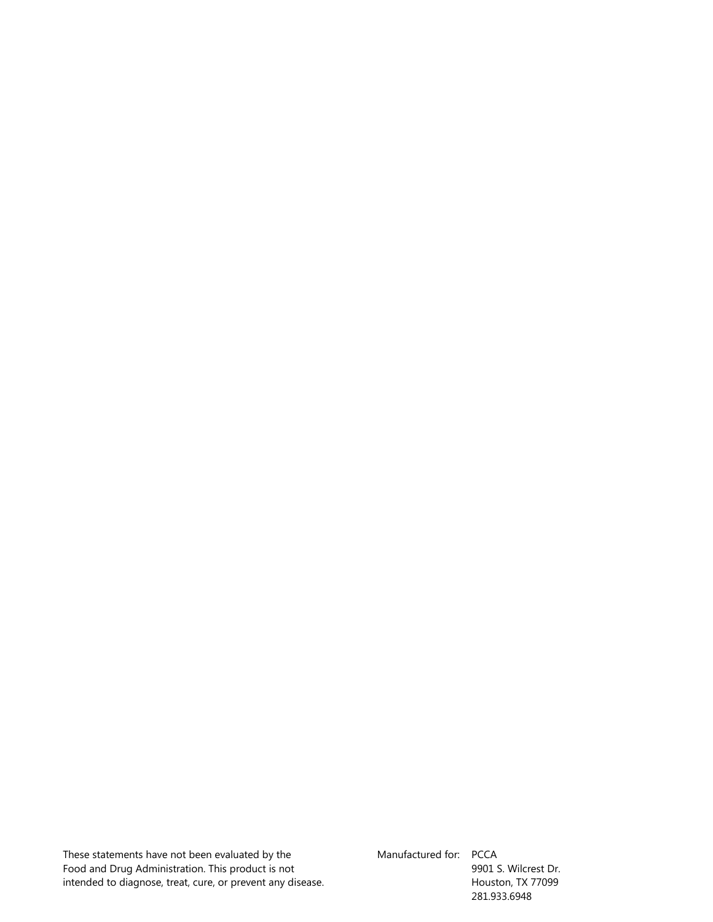These statements have not been evaluated by the Food and Drug Administration. This product is not intended to diagnose, treat, cure, or prevent any disease.

Manufactured for: PCCA
9901 S. Wilcrest Dr.
Houston, TX 77099
281.933.6948